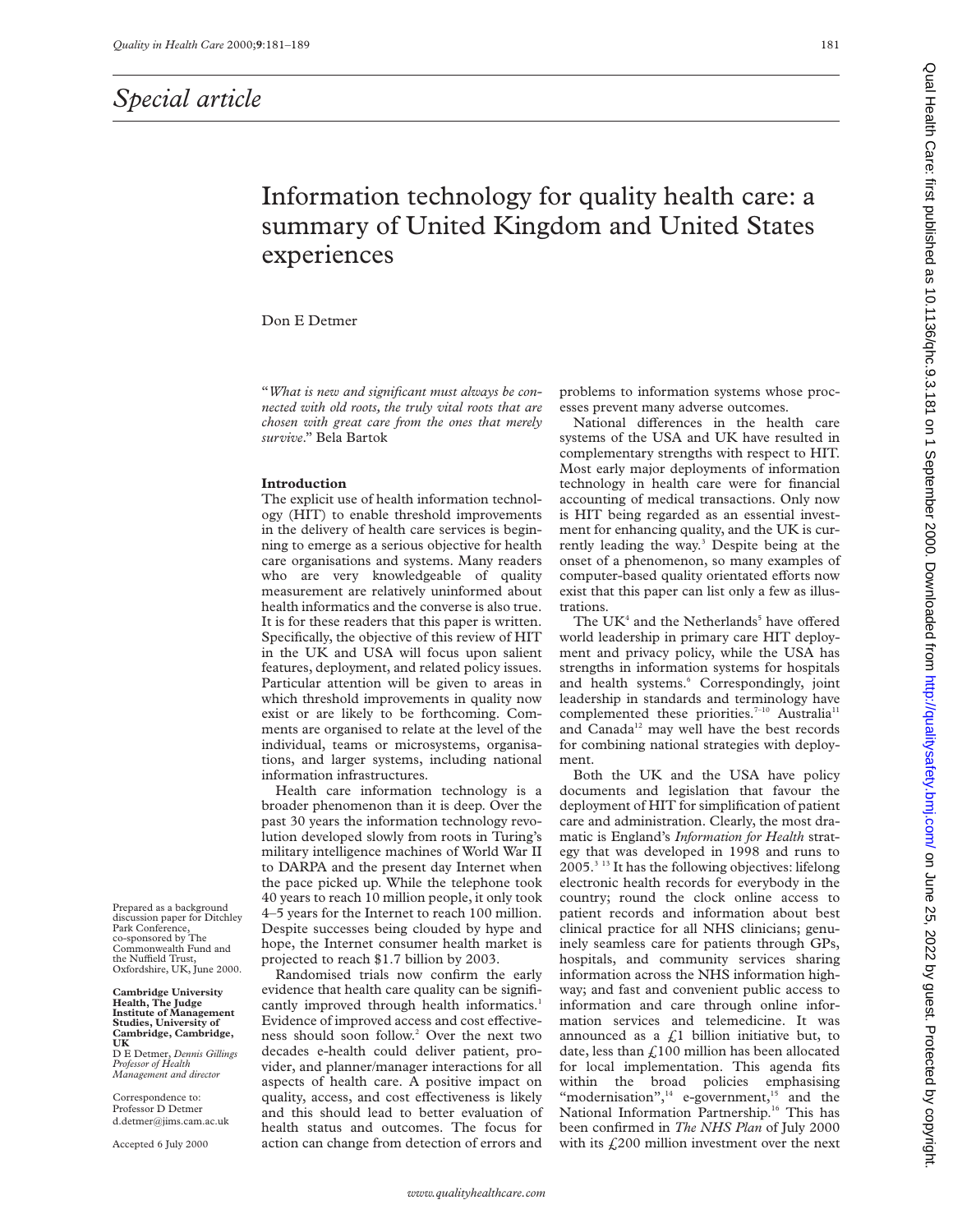*Special article*

# Information technology for quality health care: a summary of United Kingdom and United States experiences

Don E Detmer

"*What is new and significant must always be connected with old roots, the truly vital roots that are chosen with great care from the ones that merely survive.*" Bela Bartok

Prepared as a background discussion paper for Ditchley Park Conference, co-sponsored by The Commonwealth Fund and the Nuffield Trust, Oxfordshire, UK, June 2000.

**Cambridge University Health, The Judge Institute of Management Studies, University of Cambridge, Cambridge, UK**
D E Detmer, *Dennis Gillings Professor of Health Management and director*

Correspondence to: Professor D Detmer d.detmer@jims.cam.ac.uk

Accepted 6 July 2000

## Introduction

The explicit use of health information technology (HIT) to enable threshold improvements in the delivery of health care services is beginning to emerge as a serious objective for health care organisations and systems. Many readers who are very knowledgeable of quality measurement are relatively uninformed about health informatics and the converse is also true. It is for these readers that this paper is written. Specifically, the objective of this review of HIT in the UK and USA will focus upon salient features, deployment, and related policy issues. Particular attention will be given to areas in which threshold improvements in quality now exist or are likely to be forthcoming. Comments are organised to relate at the level of the individual, teams or microsystems, organisations, and larger systems, including national information infrastructures.

Health care information technology is a broader phenomenon than it is deep. Over the past 30 years the information technology revolution developed slowly from roots in Turing's military intelligence machines of World War II to DARPA and the present day Internet when the pace picked up. While the telephone took 40 years to reach 10 million people, it only took 4–5 years for the Internet to reach 100 million. Despite successes being clouded by hype and hope, the Internet consumer health market is projected to reach $1.7 billion by 2003.

Randomised trials now confirm the early evidence that health care quality can be significantly improved through health informatics.[1] Evidence of improved access and cost effectiveness should soon follow.[2] Over the next two decades e-health could deliver patient, provider, and planner/manager interactions for all aspects of health care. A positive impact on quality, access, and cost effectiveness is likely and this should lead to better evaluation of health status and outcomes. The focus for action can change from detection of errors and problems to information systems whose processes prevent many adverse outcomes.

National differences in the health care systems of the USA and UK have resulted in complementary strengths with respect to HIT. Most early major deployments of information technology in health care were for financial accounting of medical transactions. Only now is HIT being regarded as an essential investment for enhancing quality, and the UK is currently leading the way.[3] Despite being at the onset of a phenomenon, so many examples of computer-based quality orientated efforts now exist that this paper can list only a few as illustrations.

The UK[4] and the Netherlands[5] have offered world leadership in primary care HIT deployment and privacy policy, while the USA has strengths in information systems for hospitals and health systems.[6] Correspondingly, joint leadership in standards and terminology have complemented these priorities.[7–10] Australia[11] and Canada[12] may well have the best records for combining national strategies with deployment.

Both the UK and the USA have policy documents and legislation that favour the deployment of HIT for simplification of patient care and administration. Clearly, the most dramatic is England's *Information for Health* strategy that was developed in 1998 and runs to 2005.[3 13] It has the following objectives: lifelong electronic health records for everybody in the country; round the clock online access to patient records and information about best clinical practice for all NHS clinicians; genuinely seamless care for patients through GPs, hospitals, and community services sharing information across the NHS information highway; and fast and convenient public access to information and care through online information services and telemedicine. It was announced as a £1 billion initiative but, to date, less than £100 million has been allocated for local implementation. This agenda fits within the broad policies emphasising "modernisation",[14] e-government,[15] and the National Information Partnership.[16] This has been confirmed in *The NHS Plan* of July 2000 with its £200 million investment over the next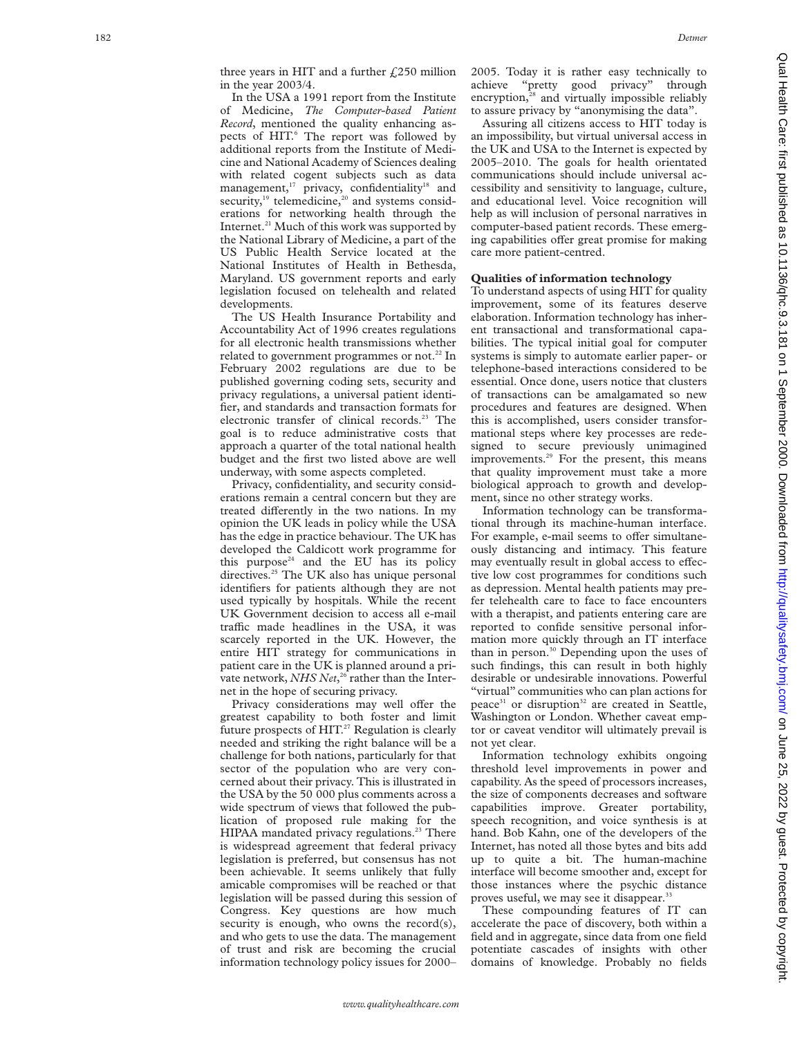three years in HIT and a further £250 million in the year 2003/4.

In the USA a 1991 report from the Institute of Medicine, *The Computer-based Patient Record*, mentioned the quality enhancing aspects of HIT.[6] The report was followed by additional reports from the Institute of Medicine and National Academy of Sciences dealing with related cogent subjects such as data management,[17] privacy, confidentiality[18] and security,[19] telemedicine,[20] and systems considerations for networking health through the Internet.[21] Much of this work was supported by the National Library of Medicine, a part of the US Public Health Service located at the National Institutes of Health in Bethesda, Maryland. US government reports and early legislation focused on telehealth and related developments.

The US Health Insurance Portability and Accountability Act of 1996 creates regulations for all electronic health transmissions whether related to government programmes or not.[22] In February 2002 regulations are due to be published governing coding sets, security and privacy regulations, a universal patient identifier, and standards and transaction formats for electronic transfer of clinical records.[23] The goal is to reduce administrative costs that approach a quarter of the total national health budget and the first two listed above are well underway, with some aspects completed.

Privacy, confidentiality, and security considerations remain a central concern but they are treated differently in the two nations. In my opinion the UK leads in policy while the USA has the edge in practice behaviour. The UK has developed the Caldicott work programme for this purpose[24] and the EU has its policy directives.[25] The UK also has unique personal identifiers for patients although they are not used typically by hospitals. While the recent UK Government decision to access all e-mail traffic made headlines in the USA, it was scarcely reported in the UK. However, the entire HIT strategy for communications in patient care in the UK is planned around a private network, *NHS Net*,[26] rather than the Internet in the hope of securing privacy.

Privacy considerations may well offer the greatest capability to both foster and limit future prospects of HIT.[27] Regulation is clearly needed and striking the right balance will be a challenge for both nations, particularly for that sector of the population who are very concerned about their privacy. This is illustrated in the USA by the 50 000 plus comments across a wide spectrum of views that followed the publication of proposed rule making for the HIPAA mandated privacy regulations.[23] There is widespread agreement that federal privacy legislation is preferred, but consensus has not been achievable. It seems unlikely that fully amicable compromises will be reached or that legislation will be passed during this session of Congress. Key questions are how much security is enough, who owns the record(s), and who gets to use the data. The management of trust and risk are becoming the crucial information technology policy issues for 2000–2005. Today it is rather easy technically to achieve "pretty good privacy" through encryption,[28] and virtually impossible reliably to assure privacy by "anonymising the data".

Assuring all citizens access to HIT today is an impossibility, but virtual universal access in the UK and USA to the Internet is expected by 2005–2010. The goals for health orientated communications should include universal accessibility and sensitivity to language, culture, and educational level. Voice recognition will help as will inclusion of personal narratives in computer-based patient records. These emerging capabilities offer great promise for making care more patient-centred.

### Qualities of information technology

To understand aspects of using HIT for quality improvement, some of its features deserve elaboration. Information technology has inherent transactional and transformational capabilities. The typical initial goal for computer systems is simply to automate earlier paper- or telephone-based interactions considered to be essential. Once done, users notice that clusters of transactions can be amalgamated so new procedures and features are designed. When this is accomplished, users consider transformational steps where key processes are redesigned to secure previously unimagined improvements.[29] For the present, this means that quality improvement must take a more biological approach to growth and development, since no other strategy works.

Information technology can be transformational through its machine-human interface. For example, e-mail seems to offer simultaneously distancing and intimacy. This feature may eventually result in global access to effective low cost programmes for conditions such as depression. Mental health patients may prefer telehealth care to face to face encounters with a therapist, and patients entering care are reported to confide sensitive personal information more quickly through an IT interface than in person.[30] Depending upon the uses of such findings, this can result in both highly desirable or undesirable innovations. Powerful "virtual" communities who can plan actions for peace[31] or disruption[32] are created in Seattle, Washington or London. Whether caveat emptor or caveat venditor will ultimately prevail is not yet clear.

Information technology exhibits ongoing threshold level improvements in power and capability. As the speed of processors increases, the size of components decreases and software capabilities improve. Greater portability, speech recognition, and voice synthesis is at hand. Bob Kahn, one of the developers of the Internet, has noted all those bytes and bits add up to quite a bit. The human-machine interface will become smoother and, except for those instances where the psychic distance proves useful, we may see it disappear.[33]

These compounding features of IT can accelerate the pace of discovery, both within a field and in aggregate, since data from one field potentiate cascades of insights with other domains of knowledge. Probably no fields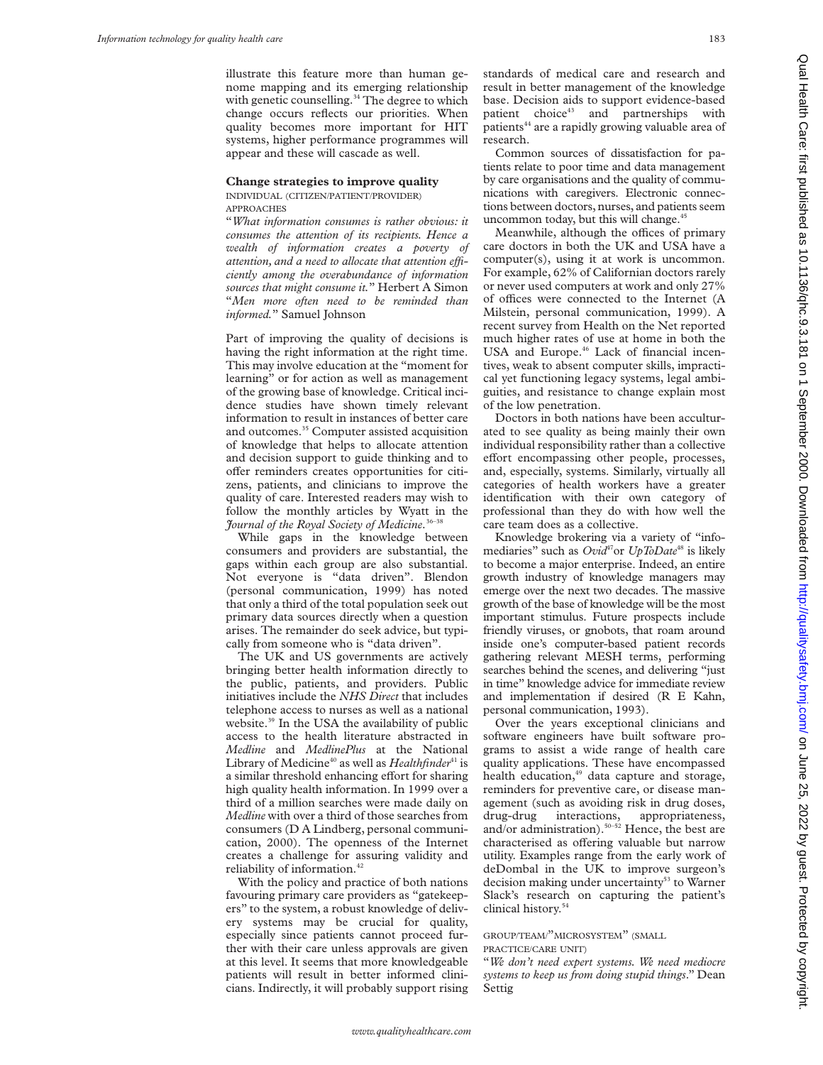illustrate this feature more than human genome mapping and its emerging relationship with genetic counselling.[34] The degree to which change occurs reflects our priorities. When quality becomes more important for HIT systems, higher performance programmes will appear and these will cascade as well.

## Change strategies to improve quality

### INDIVIDUAL (CITIZEN/PATIENT/PROVIDER) APPROACHES

"*What information consumes is rather obvious: it consumes the attention of its recipients. Hence a wealth of information creates a poverty of attention, and a need to allocate that attention efficiently among the overabundance of information sources that might consume it.*" Herbert A Simon

"*Men more often need to be reminded than informed.*" Samuel Johnson

Part of improving the quality of decisions is having the right information at the right time. This may involve education at the "moment for learning" or for action as well as management of the growing base of knowledge. Critical incidence studies have shown timely relevant information to result in instances of better care and outcomes.[35] Computer assisted acquisition of knowledge that helps to allocate attention and decision support to guide thinking and to offer reminders creates opportunities for citizens, patients, and clinicians to improve the quality of care. Interested readers may wish to follow the monthly articles by Wyatt in the *Journal of the Royal Society of Medicine*.[36–38]

While gaps in the knowledge between consumers and providers are substantial, the gaps within each group are also substantial. Not everyone is "data driven". Blendon (personal communication, 1999) has noted that only a third of the total population seek out primary data sources directly when a question arises. The remainder do seek advice, but typically from someone who is "data driven".

The UK and US governments are actively bringing better health information directly to the public, patients, and providers. Public initiatives include the *NHS Direct* that includes telephone access to nurses as well as a national website.[39] In the USA the availability of public access to the health literature abstracted in *Medline* and *MedlinePlus* at the National Library of Medicine[40] as well as *Healthfinder*[41] is a similar threshold enhancing effort for sharing high quality health information. In 1999 over a third of a million searches were made daily on *Medline* with over a third of those searches from consumers (D A Lindberg, personal communication, 2000). The openness of the Internet creates a challenge for assuring validity and reliability of information.[42]

With the policy and practice of both nations favouring primary care providers as "gatekeepers" to the system, a robust knowledge of delivery systems may be crucial for quality, especially since patients cannot proceed further with their care unless approvals are given at this level. It seems that more knowledgeable patients will result in better informed clinicians. Indirectly, it will probably support rising standards of medical care and research and result in better management of the knowledge base. Decision aids to support evidence-based patient choice[43] and partnerships with patients[44] are a rapidly growing valuable area of research.

Common sources of dissatisfaction for patients relate to poor time and data management by care organisations and the quality of communications with caregivers. Electronic connections between doctors, nurses, and patients seem uncommon today, but this will change.[45]

Meanwhile, although the offices of primary care doctors in both the UK and USA have a computer(s), using it at work is uncommon. For example, 62% of Californian doctors rarely or never used computers at work and only 27% of offices were connected to the Internet (A Milstein, personal communication, 1999). A recent survey from Health on the Net reported much higher rates of use at home in both the USA and Europe.[46] Lack of financial incentives, weak to absent computer skills, impractical yet functioning legacy systems, legal ambiguities, and resistance to change explain most of the low penetration.

Doctors in both nations have been acculturated to see quality as being mainly their own individual responsibility rather than a collective effort encompassing other people, processes, and, especially, systems. Similarly, virtually all categories of health workers have a greater identification with their own category of professional than they do with how well the care team does as a collective.

Knowledge brokering via a variety of "infomediaries" such as *Ovid*[47] or *UpToDate*[48] is likely to become a major enterprise. Indeed, an entire growth industry of knowledge managers may emerge over the next two decades. The massive growth of the base of knowledge will be the most important stimulus. Future prospects include friendly viruses, or gnobots, that roam around inside one's computer-based patient records gathering relevant MESH terms, performing searches behind the scenes, and delivering "just in time" knowledge advice for immediate review and implementation if desired (R E Kahn, personal communication, 1993).

Over the years exceptional clinicians and software engineers have built software programs to assist a wide range of health care quality applications. These have encompassed health education,[49] data capture and storage, reminders for preventive care, or disease management (such as avoiding risk in drug doses, drug-drug interactions, appropriateness, and/or administration).[50–52] Hence, the best are characterised as offering valuable but narrow utility. Examples range from the early work of deDombal in the UK to improve surgeon's decision making under uncertainty[53] to Warner Slack's research on capturing the patient's clinical history.[54]

### GROUP/TEAM/"MICROSYSTEM" (SMALL PRACTICE/CARE UNIT)

"*We don't need expert systems. We need mediocre systems to keep us from doing stupid things*." Dean Settig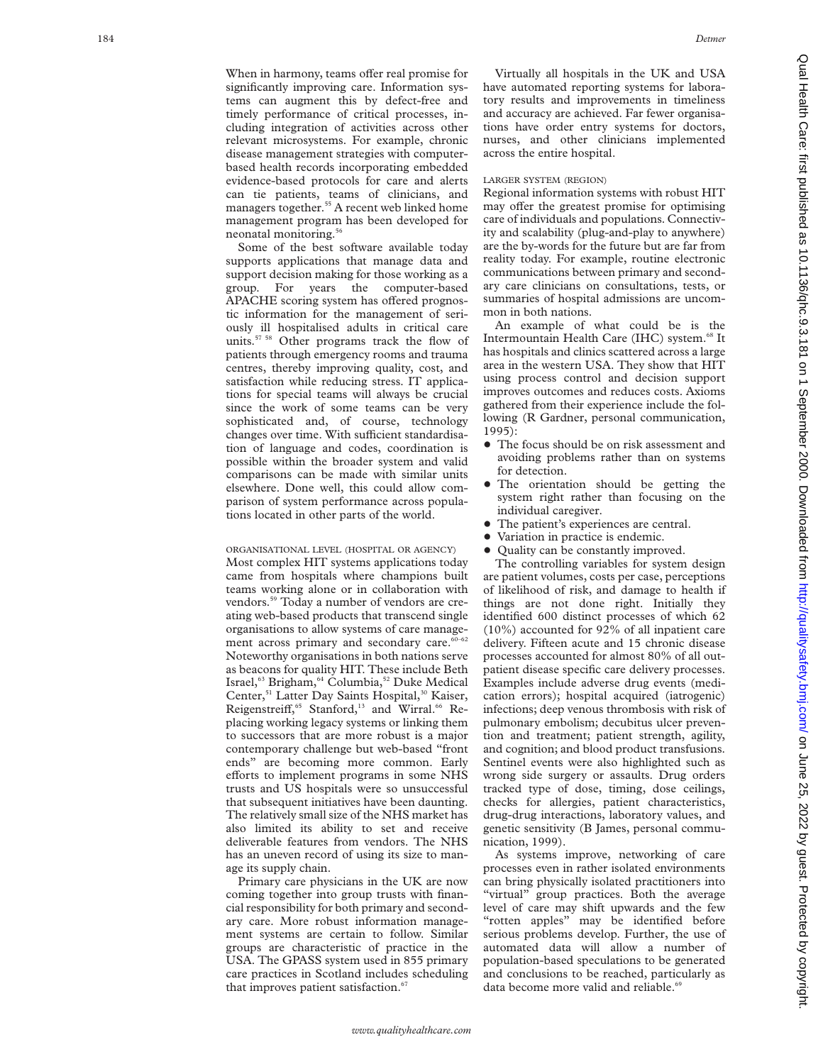When in harmony, teams offer real promise for significantly improving care. Information systems can augment this by defect-free and timely performance of critical processes, including integration of activities across other relevant microsystems. For example, chronic disease management strategies with computer-based health records incorporating embedded evidence-based protocols for care and alerts can tie patients, teams of clinicians, and managers together.[55] A recent web linked home management program has been developed for neonatal monitoring.[56]

Some of the best software available today supports applications that manage data and support decision making for those working as a group. For years the computer-based APACHE scoring system has offered prognostic information for the management of seriously ill hospitalised adults in critical care units.[57 58] Other programs track the flow of patients through emergency rooms and trauma centres, thereby improving quality, cost, and satisfaction while reducing stress. IT applications for special teams will always be crucial since the work of some teams can be very sophisticated and, of course, technology changes over time. With sufficient standardisation of language and codes, coordination is possible within the broader system and valid comparisons can be made with similar units elsewhere. Done well, this could allow comparison of system performance across populations located in other parts of the world.

### ORGANISATIONAL LEVEL (HOSPITAL OR AGENCY)

Most complex HIT systems applications today came from hospitals where champions built teams working alone or in collaboration with vendors.[59] Today a number of vendors are creating web-based products that transcend single organisations to allow systems of care management across primary and secondary care.[60–62] Noteworthy organisations in both nations serve as beacons for quality HIT. These include Beth Israel,[63] Brigham,[64] Columbia,[52] Duke Medical Center,[51] Latter Day Saints Hospital,[30] Kaiser, Reigenstreiff,[65] Stanford,[13] and Wirral.[66] Replacing working legacy systems or linking them to successors that are more robust is a major contemporary challenge but web-based "front ends" are becoming more common. Early efforts to implement programs in some NHS trusts and US hospitals were so unsuccessful that subsequent initiatives have been daunting. The relatively small size of the NHS market has also limited its ability to set and receive deliverable features from vendors. The NHS has an uneven record of using its size to manage its supply chain.

Primary care physicians in the UK are now coming together into group trusts with financial responsibility for both primary and secondary care. More robust information management systems are certain to follow. Similar groups are characteristic of practice in the USA. The GPASS system used in 855 primary care practices in Scotland includes scheduling that improves patient satisfaction.[67]

Virtually all hospitals in the UK and USA have automated reporting systems for laboratory results and improvements in timeliness and accuracy are achieved. Far fewer organisations have order entry systems for doctors, nurses, and other clinicians implemented across the entire hospital.

### LARGER SYSTEM (REGION)

Regional information systems with robust HIT may offer the greatest promise for optimising care of individuals and populations. Connectivity and scalability (plug-and-play to anywhere) are the by-words for the future but are far from reality today. For example, routine electronic communications between primary and secondary care clinicians on consultations, tests, or summaries of hospital admissions are uncommon in both nations.

An example of what could be is the Intermountain Health Care (IHC) system.[68] It has hospitals and clinics scattered across a large area in the western USA. They show that HIT using process control and decision support improves outcomes and reduces costs. Axioms gathered from their experience include the following (R Gardner, personal communication, 1995):

- The focus should be on risk assessment and avoiding problems rather than on systems for detection.
- The orientation should be getting the system right rather than focusing on the individual caregiver.
- The patient's experiences are central.
- Variation in practice is endemic.
- Quality can be constantly improved.

The controlling variables for system design are patient volumes, costs per case, perceptions of likelihood of risk, and damage to health if things are not done right. Initially they identified 600 distinct processes of which 62 (10%) accounted for 92% of all inpatient care delivery. Fifteen acute and 15 chronic disease processes accounted for almost 80% of all outpatient disease specific care delivery processes. Examples include adverse drug events (medication errors); hospital acquired (iatrogenic) infections; deep venous thrombosis with risk of pulmonary embolism; decubitus ulcer prevention and treatment; patient strength, agility, and cognition; and blood product transfusions. Sentinel events were also highlighted such as wrong side surgery or assaults. Drug orders tracked type of dose, timing, dose ceilings, checks for allergies, patient characteristics, drug-drug interactions, laboratory values, and genetic sensitivity (B James, personal communication, 1999).

As systems improve, networking of care processes even in rather isolated environments can bring physically isolated practitioners into "virtual" group practices. Both the average level of care may shift upwards and the few "rotten apples" may be identified before serious problems develop. Further, the use of automated data will allow a number of population-based speculations to be generated and conclusions to be reached, particularly as data become more valid and reliable.[69]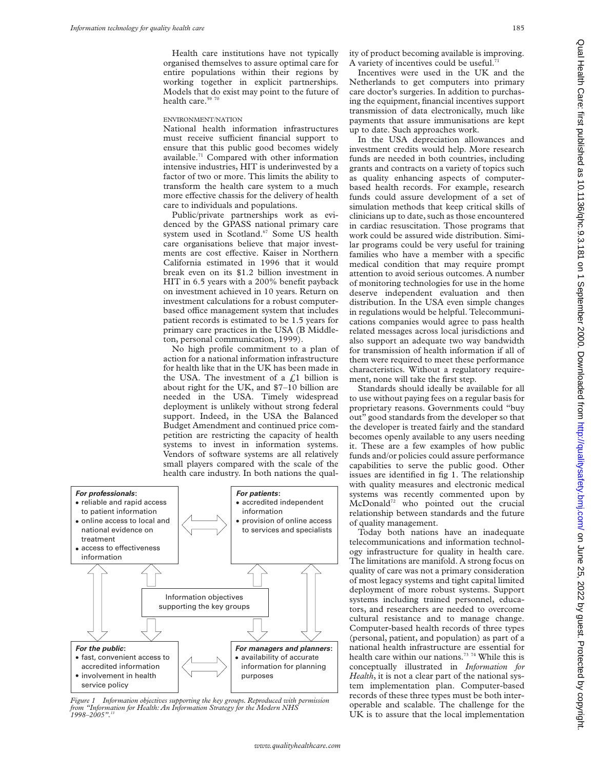Health care institutions have not typically organised themselves to assure optimal care for entire populations within their regions by working together in explicit partnerships. Models that do exist may point to the future of health care.[59,70]

#### ENVIRONMENT/NATION

National health information infrastructures must receive sufficient financial support to ensure that this public good becomes widely available.[71] Compared with other information intensive industries, HIT is underinvested by a factor of two or more. This limits the ability to transform the health care system to a much more effective chassis for the delivery of health care to individuals and populations.

Public/private partnerships work as evidenced by the GPASS national primary care system used in Scotland.[67] Some US health care organisations believe that major investments are cost effective. Kaiser in Northern California estimated in 1996 that it would break even on its \$1.2 billion investment in HIT in 6.5 years with a 200% benefit payback on investment achieved in 10 years. Return on investment calculations for a robust computer-based office management system that includes patient records is estimated to be 1.5 years for primary care practices in the USA (B Middleton, personal communication, 1999).

No high profile commitment to a plan of action for a national information infrastructure for health like that in the UK has been made in the USA. The investment of a £1 billion is about right for the UK, and \$7–10 billion are needed in the USA. Timely widespread deployment is unlikely without strong federal support. Indeed, in the USA the Balanced Budget Amendment and continued price competition are restricting the capacity of health systems to invest in information systems. Vendors of software systems are all relatively small players compared with the scale of the health care industry. In both nations the quality of product becoming available is improving. A variety of incentives could be useful.[71]

Incentives were used in the UK and the Netherlands to get computers into primary care doctor's surgeries. In addition to purchasing the equipment, financial incentives support transmission of data electronically, much like payments that assure immunisations are kept up to date. Such approaches work.

In the USA depreciation allowances and investment credits would help. More research funds are needed in both countries, including grants and contracts on a variety of topics such as quality enhancing aspects of computer-based health records. For example, research funds could assure development of a set of simulation methods that keep critical skills of clinicians up to date, such as those encountered in cardiac resuscitation. Those programs that work could be assured wide distribution. Similar programs could be very useful for training families who have a member with a specific medical condition that may require prompt attention to avoid serious outcomes. A number of monitoring technologies for use in the home deserve independent evaluation and then distribution. In the USA even simple changes in regulations would be helpful. Telecommunications companies would agree to pass health related messages across local jurisdictions and also support an adequate two way bandwidth for transmission of health information if all of them were required to meet these performance characteristics. Without a regulatory requirement, none will take the first step.

Standards should ideally be available for all to use without paying fees on a regular basis for proprietary reasons. Governments could "buy out" good standards from the developer so that the developer is treated fairly and the standard becomes openly available to any users needing it. These are a few examples of how public funds and/or policies could assure performance capabilities to serve the public good. Other issues are identified in fig 1. The relationship with quality measures and electronic medical systems was recently commented upon by McDonald[72] who pointed out the crucial relationship between standards and the future of quality management.

Today both nations have an inadequate telecommunications and information technology infrastructure for quality in health care. The limitations are manifold. A strong focus on quality of care was not a primary consideration of most legacy systems and tight capital limited deployment of more robust systems. Support systems including trained personnel, educators, and researchers are needed to overcome cultural resistance and to manage change. Computer-based health records of three types (personal, patient, and population) as part of a national health infrastructure are essential for health care within our nations.[73,74] While this is conceptually illustrated in *Information for Health*, it is not a clear part of the national system implementation plan. Computer-based records of these three types must be both interoperable and scalable. The challenge for the UK is to assure that the local implementation

**For professionals:**
- reliable and rapid access to patient information
- online access to local and national evidence on treatment
- access to effectiveness information

**For patients:**
- accredited independent information
- provision of online access to services and specialists

Information objectives supporting the key groups

**For the public:**
- fast, convenient access to accredited information
- involvement in health service policy

**For managers and planners:**
- availability of accurate information for planning purposes

*Figure 1 Information objectives supporting the key groups. Reproduced with permission from "Information for Health: An Information Strategy for the Modern NHS 1998–2005".[13]*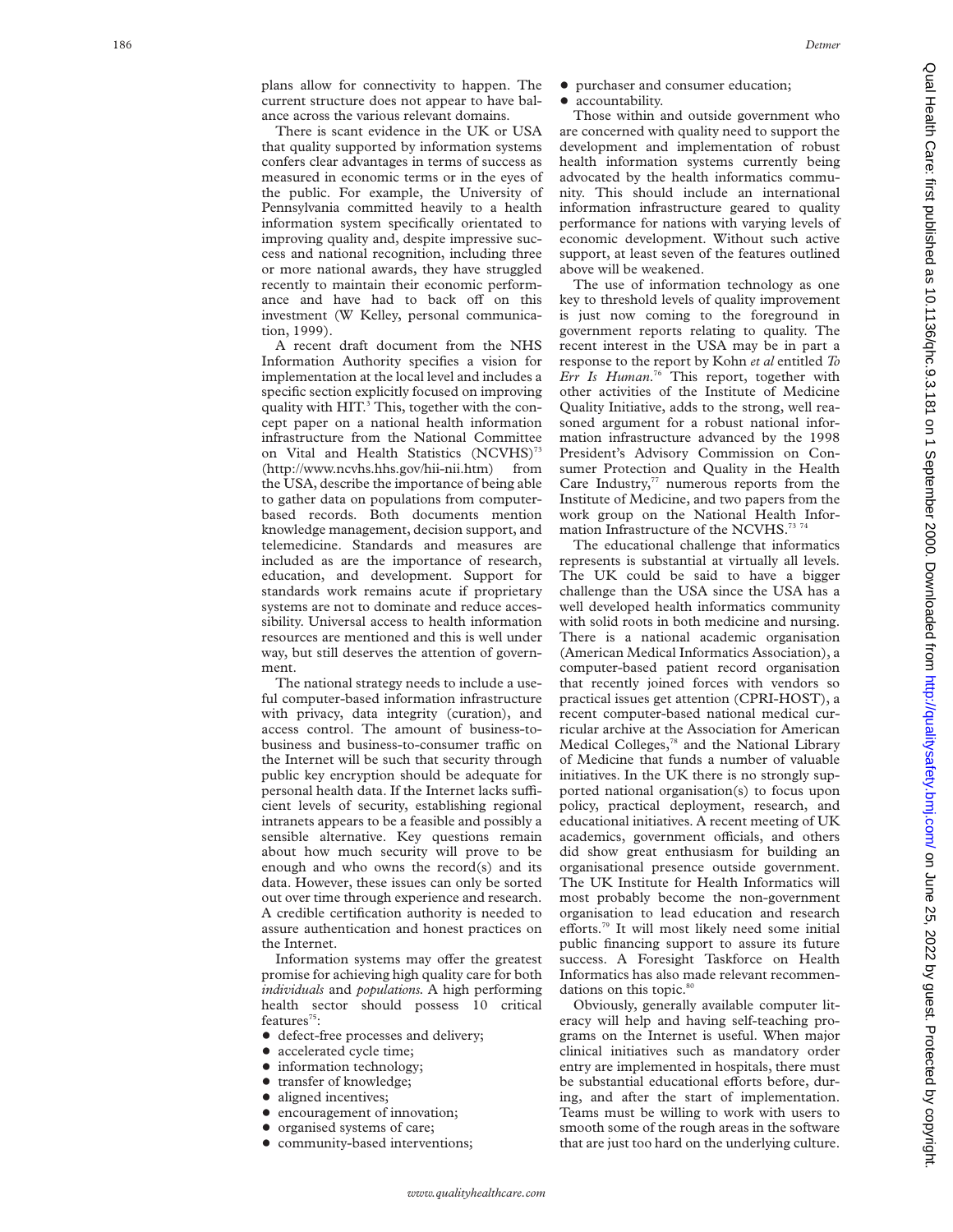plans allow for connectivity to happen. The current structure does not appear to have balance across the various relevant domains.

There is scant evidence in the UK or USA that quality supported by information systems confers clear advantages in terms of success as measured in economic terms or in the eyes of the public. For example, the University of Pennsylvania committed heavily to a health information system specifically orientated to improving quality and, despite impressive success and national recognition, including three or more national awards, they have struggled recently to maintain their economic performance and have had to back off on this investment (W Kelley, personal communication, 1999).

A recent draft document from the NHS Information Authority specifies a vision for implementation at the local level and includes a specific section explicitly focused on improving quality with HIT.[3] This, together with the concept paper on a national health information infrastructure from the National Committee on Vital and Health Statistics (NCVHS)[73] (http://www.ncvhs.hhs.gov/hii-nii.htm) from the USA, describe the importance of being able to gather data on populations from computer-based records. Both documents mention knowledge management, decision support, and telemedicine. Standards and measures are included as are the importance of research, education, and development. Support for standards work remains acute if proprietary systems are not to dominate and reduce accessibility. Universal access to health information resources are mentioned and this is well under way, but still deserves the attention of government.

The national strategy needs to include a useful computer-based information infrastructure with privacy, data integrity (curation), and access control. The amount of business-to-business and business-to-consumer traffic on the Internet will be such that security through public key encryption should be adequate for personal health data. If the Internet lacks sufficient levels of security, establishing regional intranets appears to be a feasible and possibly a sensible alternative. Key questions remain about how much security will prove to be enough and who owns the record(s) and its data. However, these issues can only be sorted out over time through experience and research. A credible certification authority is needed to assure authentication and honest practices on the Internet.

Information systems may offer the greatest promise for achieving high quality care for both *individuals* and *populations.* A high performing health sector should possess 10 critical features[75]:

- defect-free processes and delivery;
- accelerated cycle time;
- information technology;
- transfer of knowledge;
- aligned incentives;
- encouragement of innovation;
- organised systems of care;
- community-based interventions;
- purchaser and consumer education;
- accountability.

Those within and outside government who are concerned with quality need to support the development and implementation of robust health information systems currently being advocated by the health informatics community. This should include an international information infrastructure geared to quality performance for nations with varying levels of economic development. Without such active support, at least seven of the features outlined above will be weakened.

The use of information technology as one key to threshold levels of quality improvement is just now coming to the foreground in government reports relating to quality. The recent interest in the USA may be in part a response to the report by Kohn *et al* entitled *To Err Is Human.*[76] This report, together with other activities of the Institute of Medicine Quality Initiative, adds to the strong, well reasoned argument for a robust national information infrastructure advanced by the 1998 President's Advisory Commission on Consumer Protection and Quality in the Health Care Industry,[77] numerous reports from the Institute of Medicine, and two papers from the work group on the National Health Information Infrastructure of the NCVHS.[73 74]

The educational challenge that informatics represents is substantial at virtually all levels. The UK could be said to have a bigger challenge than the USA since the USA has a well developed health informatics community with solid roots in both medicine and nursing. There is a national academic organisation (American Medical Informatics Association), a computer-based patient record organisation that recently joined forces with vendors so practical issues get attention (CPRI-HOST), a recent computer-based national medical curricular archive at the Association for American Medical Colleges,[78] and the National Library of Medicine that funds a number of valuable initiatives. In the UK there is no strongly supported national organisation(s) to focus upon policy, practical deployment, research, and educational initiatives. A recent meeting of UK academics, government officials, and others did show great enthusiasm for building an organisational presence outside government. The UK Institute for Health Informatics will most probably become the non-government organisation to lead education and research efforts.[79] It will most likely need some initial public financing support to assure its future success. A Foresight Taskforce on Health Informatics has also made relevant recommendations on this topic.[80]

Obviously, generally available computer literacy will help and having self-teaching programs on the Internet is useful. When major clinical initiatives such as mandatory order entry are implemented in hospitals, there must be substantial educational efforts before, during, and after the start of implementation. Teams must be willing to work with users to smooth some of the rough areas in the software that are just too hard on the underlying culture.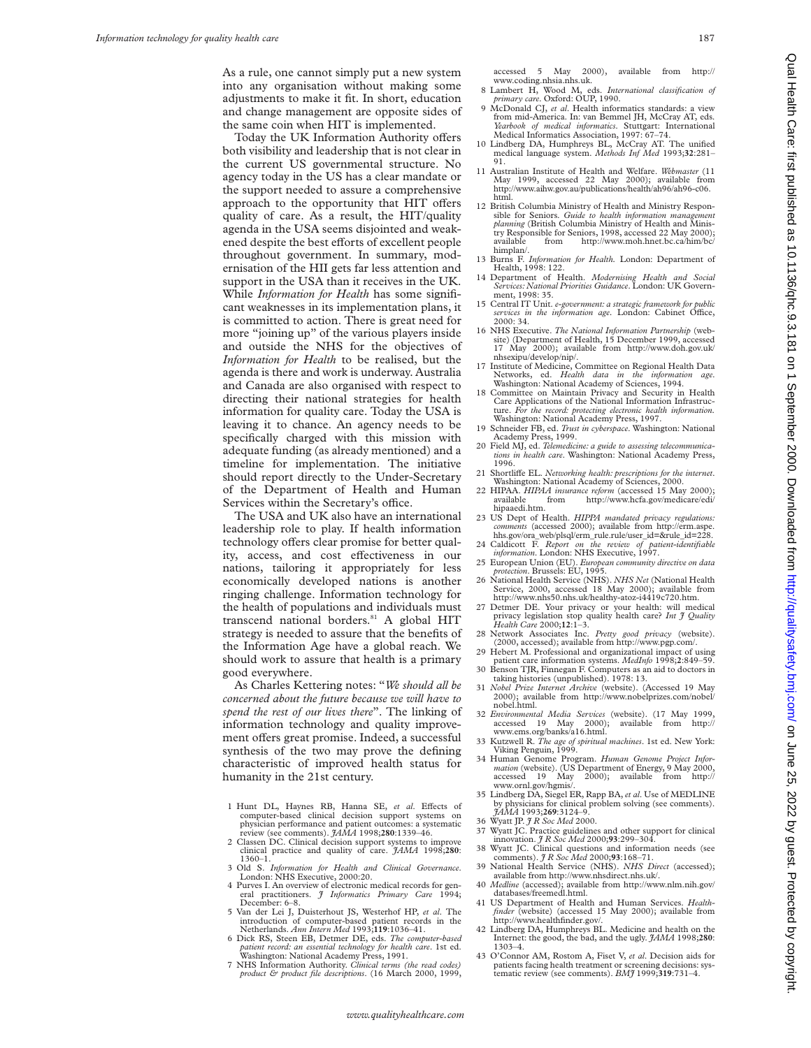As a rule, one cannot simply put a new system into any organisation without making some adjustments to make it fit. In short, education and change management are opposite sides of the same coin when HIT is implemented.

Today the UK Information Authority offers both visibility and leadership that is not clear in the current US governmental structure. No agency today in the US has a clear mandate or the support needed to assure a comprehensive approach to the opportunity that HIT offers quality of care. As a result, the HIT/quality agenda in the USA seems disjointed and weakened despite the best efforts of excellent people throughout government. In summary, modernisation of the HII gets far less attention and support in the USA than it receives in the UK. While *Information for Health* has some significant weaknesses in its implementation plans, it is committed to action. There is great need for more "joining up" of the various players inside and outside the NHS for the objectives of *Information for Health* to be realised, but the agenda is there and work is underway. Australia and Canada are also organised with respect to directing their national strategies for health information for quality care. Today the USA is leaving it to chance. An agency needs to be specifically charged with this mission with adequate funding (as already mentioned) and a timeline for implementation. The initiative should report directly to the Under-Secretary of the Department of Health and Human Services within the Secretary's office.

The USA and UK also have an international leadership role to play. If health information technology offers clear promise for better quality, access, and cost effectiveness in our nations, tailoring it appropriately for less economically developed nations is another ringing challenge. Information technology for the health of populations and individuals must transcend national borders.[81] A global HIT strategy is needed to assure that the benefits of the Information Age have a global reach. We should work to assure that health is a primary good everywhere.

As Charles Kettering notes: "*We should all be concerned about the future because we will have to spend the rest of our lives there*". The linking of information technology and quality improvement offers great promise. Indeed, a successful synthesis of the two may prove the defining characteristic of improved health status for humanity in the 21st century.

1 Hunt DL, Haynes RB, Hanna SE, *et al*. Effects of computer-based clinical decision support systems on physician performance and patient outcomes: a systematic review (see comments). *JAMA* 1998;**280**:1339–46.
2 Classen DC. Clinical decision support systems to improve clinical practice and quality of care. *JAMA* 1998;**280**:1360–1.
3 Old S. *Information for Health and Clinical Governance*. London: NHS Executive, 2000:20.
4 Purves I. An overview of electronic medical records for general practitioners. *J Informatics Primary Care* 1994; December: 6–8.
5 Van der Lei J, Duisterhout JS, Westerhof HP, *et al*. The introduction of computer-based patient records in the Netherlands. *Ann Intern Med* 1993;**119**:1036–41.
6 Dick RS, Steen EB, Detmer DE, eds. *The computer-based patient record: an essential technology for health care*. 1st ed. Washington: National Academy Press, 1991.
7 NHS Information Authority. *Clinical terms (the read codes) product & product file descriptions*. (16 March 2000, 1999, accessed 5 May 2000), available from http://www.coding.nhsia.nhs.uk.
8 Lambert H, Wood M, eds. *International classification of primary care*. Oxford: OUP, 1990.
9 McDonald CJ, *et al*. Health informatics standards: a view from mid-America. In: van Bemmel JH, McCray AT, eds. *Yearbook of medical informatics*. Stuttgart: International Medical Informatics Association, 1997: 67–74.
10 Lindberg DA, Humphreys BL, McCray AT. The unified medical language system. *Methods Inf Med* 1993;**32**:281–91.
11 Australian Institute of Health and Welfare. *Webmaster* (11 May 1999, accessed 22 May 2000); available from http://www.aihw.gov.au/publications/health/ah96/ah96-c06.html.
12 British Columbia Ministry of Health and Ministry Responsible for Seniors. *Guide to health information management planning* (British Columbia Ministry of Health and Ministry Responsible for Seniors, 1998, accessed 22 May 2000); available from http://www.moh.hnet.bc.ca/him/bc/himplan/.
13 Burns F. *Information for Health*. London: Department of Health, 1998: 122.
14 Department of Health. *Modernising Health and Social Services: National Priorities Guidance*. London: UK Government, 1998: 35.
15 Central IT Unit. *e-government: a strategic framework for public services in the information age*. London: Cabinet Office, 2000: 34.
16 NHS Executive. *The National Information Partnership* (website) (Department of Health, 15 December 1999, accessed 17 May 2000); available from http://www.doh.gov.uk/nhsexipu/develop/nip/.
17 Institute of Medicine, Committee on Regional Health Data Networks, ed. *Health data in the information age*. Washington: National Academy of Sciences, 1994.
18 Committee on Maintain Privacy and Security in Health Care Applications of the National Information Infrastructure. *For the record: protecting electronic health information*. Washington: National Academy Press, 1997.
19 Schneider FB, ed. *Trust in cyberspace*. Washington: National Academy Press, 1999.
20 Field MJ, ed. *Telemedicine: a guide to assessing telecommunications in health care*. Washington: National Academy Press, 1996.
21 Shortliffe EL. *Networking health: prescriptions for the internet*. Washington: National Academy of Sciences, 2000.
22 HIPAA. *HIPAA insurance reform* (accessed 15 May 2000); available from http://www.hcfa.gov/medicare/edi/hipaaedi.htm.
23 US Dept of Health. *HIPPA mandated privacy regulations: comments* (accessed 2000); available from http://erm.aspe.hhs.gov/ora_web/plsql/erm_rule.rule/user_id=&rule_id=228.
24 Caldicott F. *Report on the review of patient-identifiable information*. London: NHS Executive, 1997.
25 European Union (EU). *European community directive on data protection*. Brussels: EU, 1995.
26 National Health Service (NHS). *NHS Net* (National Health Service, 2000, accessed 18 May 2000); available from http://www.nhs50.nhs.uk/healthy-atoz-i4419c720.htm.
27 Detmer DE. Your privacy or your health: will medical privacy legislation stop quality health care? *Int J Quality Health Care* 2000;**12**:1–3.
28 Network Associates Inc. *Pretty good privacy* (website). (2000, accessed); available from http://www.pgp.com/.
29 Hebert M. Professional and organizational impact of using patient care information systems. *MedInfo* 1998;**2**:849–59.
30 Benson TJR, Finnegan F. Computers as an aid to doctors in taking histories (unpublished). 1978: 13.
31 *Nobel Prize Internet Archive* (website). (Accessed 19 May 2000); available from http://www.nobelprizes.com/nobel/nobel.html.
32 *Environmental Media Services* (website). (17 May 1999, accessed 19 May 2000); available from http://www.ems.org/banks/a16.html.
33 Kutzwell R. *The age of spiritual machines*. 1st ed. New York: Viking Penguin, 1999.
34 Human Genome Program. *Human Genome Project Information* (website). (US Department of Energy, 9 May 2000, accessed 19 May 2000); available from http://www.ornl.gov/hgmis/.
35 Lindberg DA, Siegel ER, Rapp BA, *et al*. Use of MEDLINE by physicians for clinical problem solving (see comments). *JAMA* 1993;**269**:3124–9.
36 Wyatt JP. *J R Soc Med* 2000.
37 Wyatt JC. Practice guidelines and other support for clinical innovation. *J R Soc Med* 2000;**93**:299–304.
38 Wyatt JC. Clinical questions and information needs (see comments). *J R Soc Med* 2000;**93**:168–71.
39 National Health Service (NHS). *NHS Direct* (accessed); available from http://www.nhsdirect.nhs.uk/.
40 *Medline* (accessed); available from http://www.nlm.nih.gov/databases/freemedl.html.
41 US Department of Health and Human Services. *Healthfinder* (website) (accessed 15 May 2000); available from http://www.healthfinder.gov/.
42 Lindberg DA, Humphreys BL. Medicine and health on the Internet: the good, the bad, and the ugly. *JAMA* 1998;**280**:1303–4.
43 O'Connor AM, Rostom A, Fiset V, *et al*. Decision aids for patients facing health treatment or screening decisions: systematic review (see comments). *BMJ* 1999;**319**:731–4.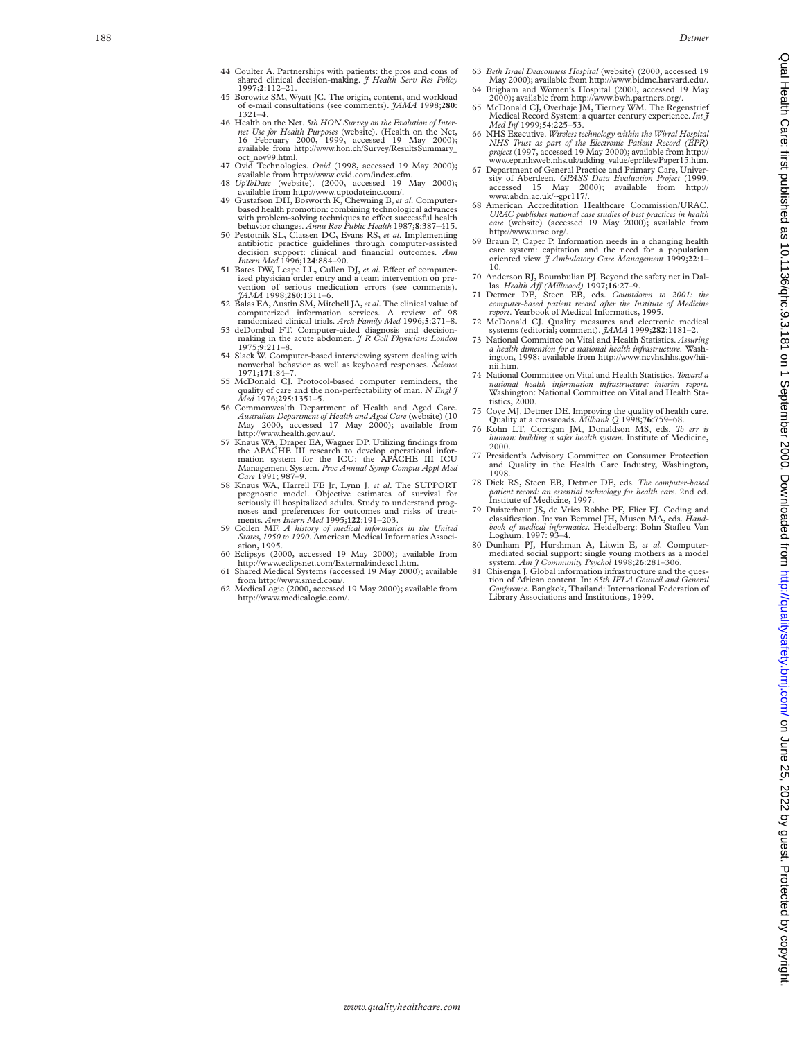44 Coulter A. Partnerships with patients: the pros and cons of shared clinical decision-making. *J Health Serv Res Policy* 1997;**2**:112–21.

45 Borowitz SM, Wyatt JC. The origin, content, and workload of e-mail consultations (see comments). *JAMA* 1998;**280**:1321–4.

46 Health on the Net. *5th HON Survey on the Evolution of Internet Use for Health Purposes* (website). (Health on the Net, 16 February 2000, 1999, accessed 19 May 2000); available from http://www.hon.ch/Survey/ResultsSummary_oct_nov99.html.

47 Ovid Technologies. *Ovid* (1998, accessed 19 May 2000); available from http://www.ovid.com/index.cfm.

48 *UpToDate* (website). (2000, accessed 19 May 2000); available from http://www.uptodateinc.com/.

49 Gustafson DH, Bosworth K, Chewning B, *et al*. Computer-based health promotion: combining technological advances with problem-solving techniques to effect successful health behavior changes. *Annu Rev Public Health* 1987;**8**:387–415.

50 Pestotnik SL, Classen DC, Evans RS, *et al*. Implementing antibiotic practice guidelines through computer-assisted decision support: clinical and financial outcomes. *Ann Intern Med* 1996;**124**:884–90.

51 Bates DW, Leape LL, Cullen DJ, *et al*. Effect of computerized physician order entry and a team intervention on prevention of serious medication errors (see comments). *JAMA* 1998;**280**:1311–6.

52 Balas EA, Austin SM, Mitchell JA, *et al*. The clinical value of computerized information services. A review of 98 randomized clinical trials. *Arch Family Med* 1996;**5**:271–8.

53 deDombal FT. Computer-aided diagnosis and decision-making in the acute abdomen. *J R Coll Physicians London* 1975;**9**:211–8.

54 Slack W. Computer-based interviewing system dealing with nonverbal behavior as well as keyboard responses. *Science* 1971;**171**:84–7.

55 McDonald CJ. Protocol-based computer reminders, the quality of care and the non-perfectability of man. *N Engl J Med* 1976;**295**:1351–5.

56 Commonwealth Department of Health and Aged Care. *Australian Department of Health and Aged Care* (website) (10 May 2000, accessed 17 May 2000); available from http://www.health.gov.au/.

57 Knaus WA, Draper EA, Wagner DP. Utilizing findings from the APACHE III research to develop operational information system for the ICU: the APACHE III ICU Management System. *Proc Annual Symp Comput Appl Med Care* 1991; 987–9.

58 Knaus WA, Harrell FE Jr, Lynn J, *et al*. The SUPPORT prognostic model. Objective estimates of survival for seriously ill hospitalized adults. Study to understand prognoses and preferences for outcomes and risks of treatments. *Ann Intern Med* 1995;**122**:191–203.

59 Collen MF. *A history of medical informatics in the United States, 1950 to 1990*. American Medical Informatics Association, 1995.

60 Eclipsys (2000, accessed 19 May 2000); available from http://www.eclipsnet.com/External/indexc1.htm.

61 Shared Medical Systems (accessed 19 May 2000); available from http://www.smed.com/.

62 MedicaLogic (2000, accessed 19 May 2000); available from http://www.medicalogic.com/.

63 *Beth Israel Deaconness Hospital* (website) (2000, accessed 19 May 2000); available from http://www.bidmc.harvard.edu/.

64 Brigham and Women's Hospital (2000, accessed 19 May 2000); available from http://www.bwh.partners.org/.

65 McDonald CJ, Overhaje JM, Tierney WM. The Regenstrief Medical Record System: a quarter century experience. *Int J Med Inf* 1999;**54**:225–53.

66 NHS Executive. *Wireless technology within the Wirral Hospital NHS Trust as part of the Electronic Patient Record (EPR) project* (1997, accessed 19 May 2000); available from http://www.epr.nhsweb.nhs.uk/adding_value/eprfiles/Paper15.htm.

67 Department of General Practice and Primary Care, University of Aberdeen. *GPASS Data Evaluation Project* (1999, accessed 15 May 2000); available from http://www.abdn.ac.uk/~gpr117/.

68 American Accreditation Healthcare Commission/URAC. *URAC publishes national case studies of best practices in health care* (website) (accessed 19 May 2000); available from http://www.urac.org/.

69 Braun P, Caper P. Information needs in a changing health care system: capitation and the need for a population oriented view. *J Ambulatory Care Management* 1999;**22**:1–10.

70 Anderson RJ, Boumbulian PJ. Beyond the safety net in Dallas. *Health Aff (Millwood)* 1997;**16**:27–9.

71 Detmer DE, Steen EB, eds. *Countdown to 2001: the computer-based patient record after the Institute of Medicine report*. Yearbook of Medical Informatics, 1995.

72 McDonald CJ. Quality measures and electronic medical systems (editorial; comment). *JAMA* 1999;**282**:1181–2.

73 National Committee on Vital and Health Statistics. *Assuring a health dimension for a national health infrastructure*. Washington, 1998; available from http://www.ncvhs.hhs.gov/hiinii.htm.

74 National Committee on Vital and Health Statistics. *Toward a national health information infrastructure: interim report*. Washington: National Committee on Vital and Health Statistics, 2000.

75 Coye MJ, Detmer DE. Improving the quality of health care. Quality at a crossroads. *Milbank Q* 1998;**76**:759–68.

76 Kohn LT, Corrigan JM, Donaldson MS, eds. *To err is human: building a safer health system*. Institute of Medicine, 2000.

77 President's Advisory Committee on Consumer Protection and Quality in the Health Care Industry, Washington, 1998.

78 Dick RS, Steen EB, Detmer DE, eds. *The computer-based patient record: an essential technology for health care*. 2nd ed. Institute of Medicine, 1997.

79 Duisterhout JS, de Vries Robbe PF, Flier FJ. Coding and classification. In: van Bemmel JH, Musen MA, eds. *Handbook of medical informatics*. Heidelberg: Bohn Stafleu Van Loghum, 1997: 93–4.

80 Dunham PJ, Hurshman A, Litwin E, *et al*. Computer-mediated social support: single young mothers as a model system. *Am J Community Psychol* 1998;**26**:281–306.

81 Chisenga J. Global information infrastructure and the question of African content. In: *65th IFLA Council and General Conference*. Bangkok, Thailand: International Federation of Library Associations and Institutions, 1999.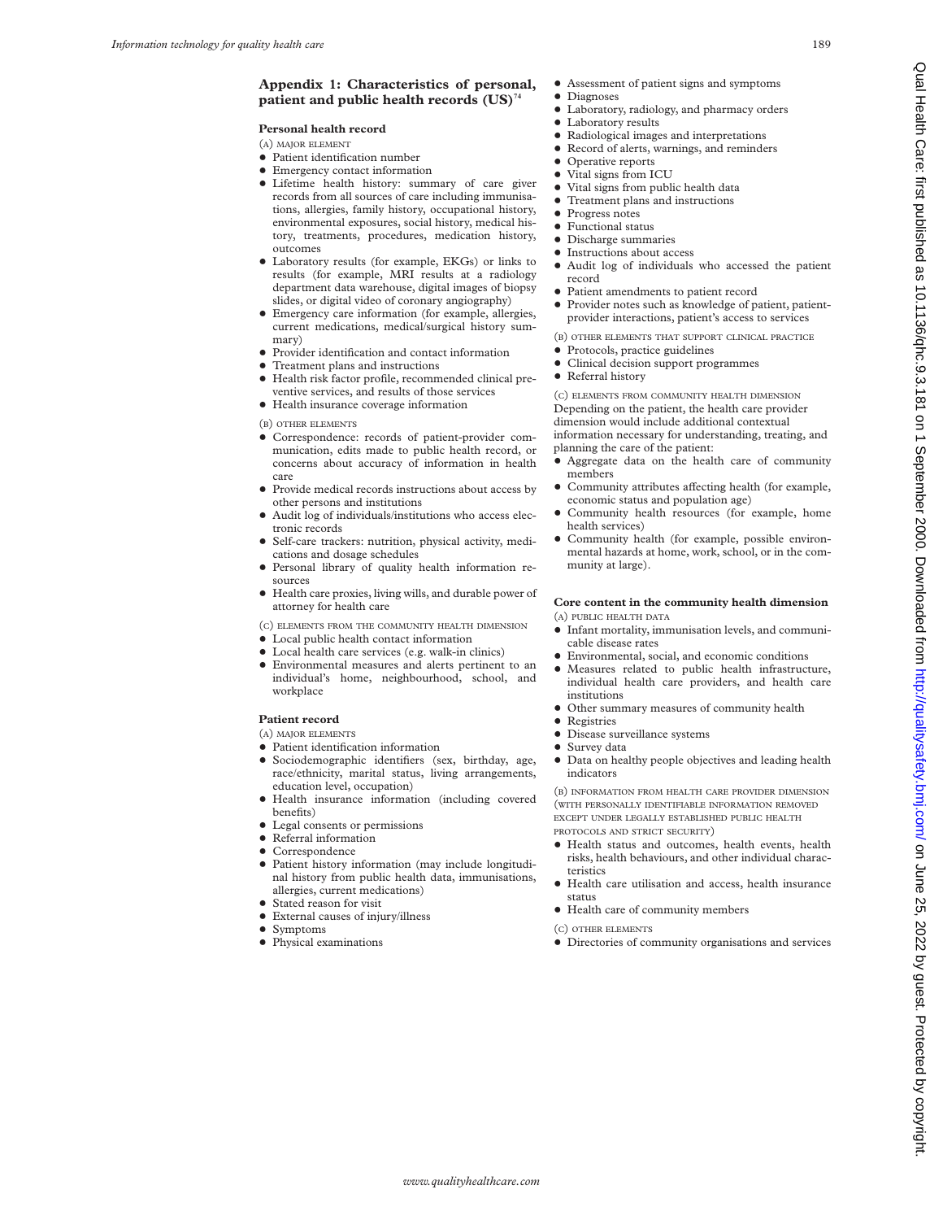## Appendix 1: Characteristics of personal, patient and public health records (US)[74]

### Personal health record

(A) MAJOR ELEMENT

- Patient identification number
- Emergency contact information
- Lifetime health history: summary of care giver records from all sources of care including immunisations, allergies, family history, occupational history, environmental exposures, social history, medical history, treatments, procedures, medication history, outcomes
- Laboratory results (for example, EKGs) or links to results (for example, MRI results at a radiology department data warehouse, digital images of biopsy slides, or digital video of coronary angiography)
- Emergency care information (for example, allergies, current medications, medical/surgical history summary)
- Provider identification and contact information
- Treatment plans and instructions
- Health risk factor profile, recommended clinical preventive services, and results of those services
- Health insurance coverage information

(B) OTHER ELEMENTS

- Correspondence: records of patient-provider communication, edits made to public health record, or concerns about accuracy of information in health care
- Provide medical records instructions about access by other persons and institutions
- Audit log of individuals/institutions who access electronic records
- Self-care trackers: nutrition, physical activity, medications and dosage schedules
- Personal library of quality health information resources
- Health care proxies, living wills, and durable power of attorney for health care

(C) ELEMENTS FROM THE COMMUNITY HEALTH DIMENSION

- Local public health contact information
- Local health care services (e.g. walk-in clinics)
- Environmental measures and alerts pertinent to an individual's home, neighbourhood, school, and workplace

### Patient record

(A) MAJOR ELEMENTS

- Patient identification information
- Sociodemographic identifiers (sex, birthday, age, race/ethnicity, marital status, living arrangements, education level, occupation)
- Health insurance information (including covered benefits)
- Legal consents or permissions
- Referral information
- Correspondence
- Patient history information (may include longitudinal history from public health data, immunisations, allergies, current medications)
- Stated reason for visit
- External causes of injury/illness
- Symptoms
- Physical examinations
- Assessment of patient signs and symptoms
- Diagnoses
- Laboratory, radiology, and pharmacy orders
- Laboratory results
- Radiological images and interpretations
- Record of alerts, warnings, and reminders
- Operative reports
- Vital signs from ICU
- Vital signs from public health data
- Treatment plans and instructions
- Progress notes
- Functional status
- Discharge summaries
- Instructions about access
- Audit log of individuals who accessed the patient record
- Patient amendments to patient record
- Provider notes such as knowledge of patient, patient-provider interactions, patient's access to services

(B) OTHER ELEMENTS THAT SUPPORT CLINICAL PRACTICE

- Protocols, practice guidelines
- Clinical decision support programmes
- Referral history

(C) ELEMENTS FROM COMMUNITY HEALTH DIMENSION

Depending on the patient, the health care provider dimension would include additional contextual information necessary for understanding, treating, and planning the care of the patient:

- Aggregate data on the health care of community members
- Community attributes affecting health (for example, economic status and population age)
- Community health resources (for example, home health services)
- Community health (for example, possible environmental hazards at home, work, school, or in the community at large).

### Core content in the community health dimension

(A) PUBLIC HEALTH DATA

- Infant mortality, immunisation levels, and communicable disease rates
- Environmental, social, and economic conditions
- Measures related to public health infrastructure, individual health care providers, and health care institutions
- Other summary measures of community health
- Registries
- Disease surveillance systems
- Survey data
- Data on healthy people objectives and leading health indicators

(B) INFORMATION FROM HEALTH CARE PROVIDER DIMENSION (WITH PERSONALLY IDENTIFIABLE INFORMATION REMOVED EXCEPT UNDER LEGALLY ESTABLISHED PUBLIC HEALTH PROTOCOLS AND STRICT SECURITY)

- Health status and outcomes, health events, health risks, health behaviours, and other individual characteristics
- Health care utilisation and access, health insurance status
- Health care of community members

(C) OTHER ELEMENTS

- Directories of community organisations and services